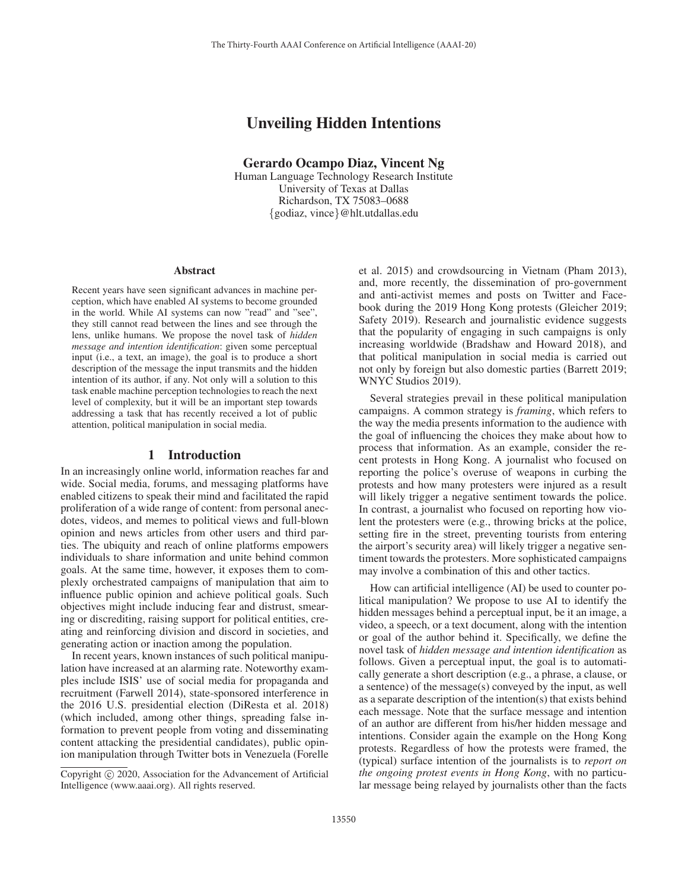# Unveiling Hidden Intentions

**Gerardo Ocampo Diaz, Vincent Ng**

Human Language Technology Research Institute
University of Texas at Dallas
Richardson, TX 75083–0688
{godiaz, vince}@hlt.utdallas.edu

## Abstract

Recent years have seen significant advances in machine perception, which have enabled AI systems to become grounded in the world. While AI systems can now "read" and "see", they still cannot read between the lines and see through the lens, unlike humans. We propose the novel task of *hidden message and intention identification*: given some perceptual input (i.e., a text, an image), the goal is to produce a short description of the message the input transmits and the hidden intention of its author, if any. Not only will a solution to this task enable machine perception technologies to reach the next level of complexity, but it will be an important step towards addressing a task that has recently received a lot of public attention, political manipulation in social media.

## 1 Introduction

In an increasingly online world, information reaches far and wide. Social media, forums, and messaging platforms have enabled citizens to speak their mind and facilitated the rapid proliferation of a wide range of content: from personal anecdotes, videos, and memes to political views and full-blown opinion and news articles from other users and third parties. The ubiquity and reach of online platforms empowers individuals to share information and unite behind common goals. At the same time, however, it exposes them to complexly orchestrated campaigns of manipulation that aim to influence public opinion and achieve political goals. Such objectives might include inducing fear and distrust, smearing or discrediting, raising support for political entities, creating and reinforcing division and discord in societies, and generating action or inaction among the population.

In recent years, known instances of such political manipulation have increased at an alarming rate. Noteworthy examples include ISIS' use of social media for propaganda and recruitment (Farwell 2014), state-sponsored interference in the 2016 U.S. presidential election (DiResta et al. 2018) (which included, among other things, spreading false information to prevent people from voting and disseminating content attacking the presidential candidates), public opinion manipulation through Twitter bots in Venezuela (Forelle et al. 2015) and crowdsourcing in Vietnam (Pham 2013), and, more recently, the dissemination of pro-government and anti-activist memes and posts on Twitter and Facebook during the 2019 Hong Kong protests (Gleicher 2019; Safety 2019). Research and journalistic evidence suggests that the popularity of engaging in such campaigns is only increasing worldwide (Bradshaw and Howard 2018), and that political manipulation in social media is carried out not only by foreign but also domestic parties (Barrett 2019; WNYC Studios 2019).

Several strategies prevail in these political manipulation campaigns. A common strategy is *framing*, which refers to the way the media presents information to the audience with the goal of influencing the choices they make about how to process that information. As an example, consider the recent protests in Hong Kong. A journalist who focused on reporting the police's overuse of weapons in curbing the protests and how many protesters were injured as a result will likely trigger a negative sentiment towards the police. In contrast, a journalist who focused on reporting how violent the protesters were (e.g., throwing bricks at the police, setting fire in the street, preventing tourists from entering the airport's security area) will likely trigger a negative sentiment towards the protesters. More sophisticated campaigns may involve a combination of this and other tactics.

How can artificial intelligence (AI) be used to counter political manipulation? We propose to use AI to identify the hidden messages behind a perceptual input, be it an image, a video, a speech, or a text document, along with the intention or goal of the author behind it. Specifically, we define the novel task of *hidden message and intention identification* as follows. Given a perceptual input, the goal is to automatically generate a short description (e.g., a phrase, a clause, or a sentence) of the message(s) conveyed by the input, as well as a separate description of the intention(s) that exists behind each message. Note that the surface message and intention of an author are different from his/her hidden message and intentions. Consider again the example on the Hong Kong protests. Regardless of how the protests were framed, the (typical) surface intention of the journalists is to *report on the ongoing protest events in Hong Kong*, with no particular message being relayed by journalists other than the facts

Copyright © 2020, Association for the Advancement of Artificial Intelligence (www.aaai.org). All rights reserved.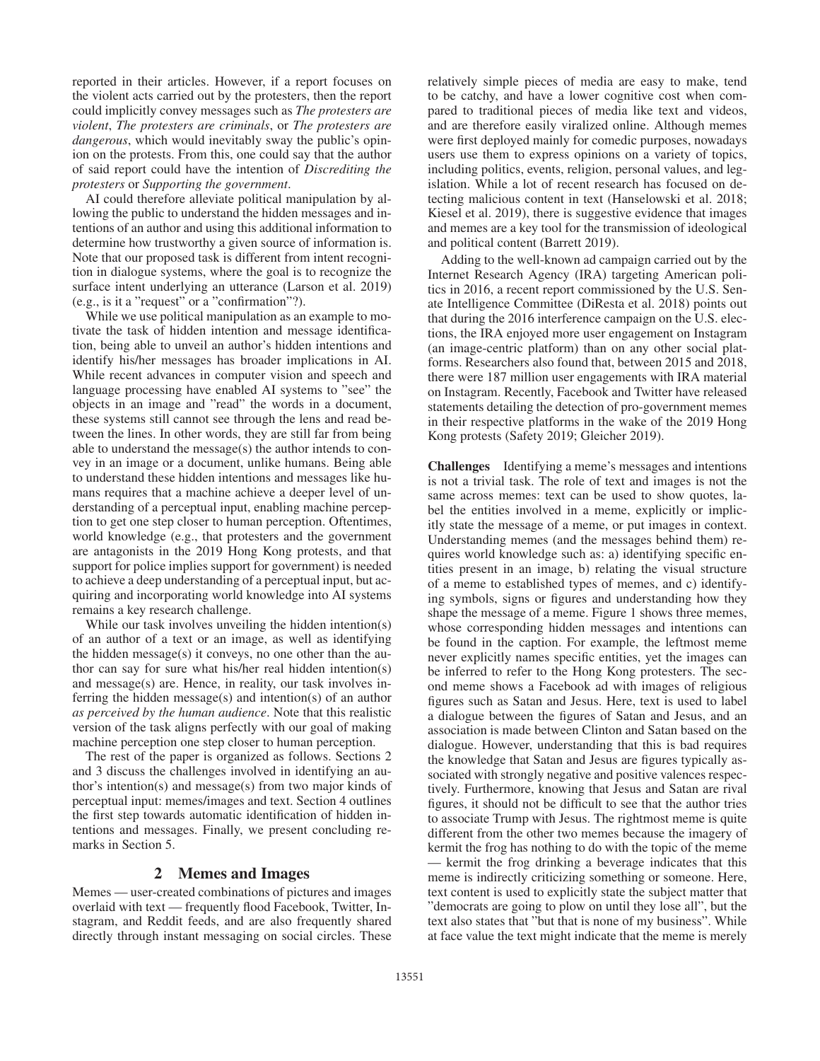reported in their articles. However, if a report focuses on the violent acts carried out by the protesters, then the report could implicitly convey messages such as *The protesters are violent*, *The protesters are criminals*, or *The protesters are dangerous*, which would inevitably sway the public's opinion on the protests. From this, one could say that the author of said report could have the intention of *Discrediting the protesters* or *Supporting the government*.

AI could therefore alleviate political manipulation by allowing the public to understand the hidden messages and intentions of an author and using this additional information to determine how trustworthy a given source of information is. Note that our proposed task is different from intent recognition in dialogue systems, where the goal is to recognize the surface intent underlying an utterance (Larson et al. 2019) (e.g., is it a "request" or a "confirmation"?).

While we use political manipulation as an example to motivate the task of hidden intention and message identification, being able to unveil an author's hidden intentions and identify his/her messages has broader implications in AI. While recent advances in computer vision and speech and language processing have enabled AI systems to "see" the objects in an image and "read" the words in a document, these systems still cannot see through the lens and read between the lines. In other words, they are still far from being able to understand the message(s) the author intends to convey in an image or a document, unlike humans. Being able to understand these hidden intentions and messages like humans requires that a machine achieve a deeper level of understanding of a perceptual input, enabling machine perception to get one step closer to human perception. Oftentimes, world knowledge (e.g., that protesters and the government are antagonists in the 2019 Hong Kong protests, and that support for police implies support for government) is needed to achieve a deep understanding of a perceptual input, but acquiring and incorporating world knowledge into AI systems remains a key research challenge.

While our task involves unveiling the hidden intention(s) of an author of a text or an image, as well as identifying the hidden message(s) it conveys, no one other than the author can say for sure what his/her real hidden intention(s) and message(s) are. Hence, in reality, our task involves inferring the hidden message(s) and intention(s) of an author *as perceived by the human audience*. Note that this realistic version of the task aligns perfectly with our goal of making machine perception one step closer to human perception.

The rest of the paper is organized as follows. Sections 2 and 3 discuss the challenges involved in identifying an author's intention(s) and message(s) from two major kinds of perceptual input: memes/images and text. Section 4 outlines the first step towards automatic identification of hidden intentions and messages. Finally, we present concluding remarks in Section 5.

## 2 Memes and Images

Memes — user-created combinations of pictures and images overlaid with text — frequently flood Facebook, Twitter, Instagram, and Reddit feeds, and are also frequently shared directly through instant messaging on social circles. These relatively simple pieces of media are easy to make, tend to be catchy, and have a lower cognitive cost when compared to traditional pieces of media like text and videos, and are therefore easily viralized online. Although memes were first deployed mainly for comedic purposes, nowadays users use them to express opinions on a variety of topics, including politics, events, religion, personal values, and legislation. While a lot of recent research has focused on detecting malicious content in text (Hanselowski et al. 2018; Kiesel et al. 2019), there is suggestive evidence that images and memes are a key tool for the transmission of ideological and political content (Barrett 2019).

Adding to the well-known ad campaign carried out by the Internet Research Agency (IRA) targeting American politics in 2016, a recent report commissioned by the U.S. Senate Intelligence Committee (DiResta et al. 2018) points out that during the 2016 interference campaign on the U.S. elections, the IRA enjoyed more user engagement on Instagram (an image-centric platform) than on any other social platforms. Researchers also found that, between 2015 and 2018, there were 187 million user engagements with IRA material on Instagram. Recently, Facebook and Twitter have released statements detailing the detection of pro-government memes in their respective platforms in the wake of the 2019 Hong Kong protests (Safety 2019; Gleicher 2019).

**Challenges** Identifying a meme's messages and intentions is not a trivial task. The role of text and images is not the same across memes: text can be used to show quotes, label the entities involved in a meme, explicitly or implicitly state the message of a meme, or put images in context. Understanding memes (and the messages behind them) requires world knowledge such as: a) identifying specific entities present in an image, b) relating the visual structure of a meme to established types of memes, and c) identifying symbols, signs or figures and understanding how they shape the message of a meme. Figure 1 shows three memes, whose corresponding hidden messages and intentions can be found in the caption. For example, the leftmost meme never explicitly names specific entities, yet the images can be inferred to refer to the Hong Kong protesters. The second meme shows a Facebook ad with images of religious figures such as Satan and Jesus. Here, text is used to label a dialogue between the figures of Satan and Jesus, and an association is made between Clinton and Satan based on the dialogue. However, understanding that this is bad requires the knowledge that Satan and Jesus are figures typically associated with strongly negative and positive valences respectively. Furthermore, knowing that Jesus and Satan are rival figures, it should not be difficult to see that the author tries to associate Trump with Jesus. The rightmost meme is quite different from the other two memes because the imagery of kermit the frog has nothing to do with the topic of the meme — kermit the frog drinking a beverage indicates that this meme is indirectly criticizing something or someone. Here, text content is used to explicitly state the subject matter that "democrats are going to plow on until they lose all", but the text also states that "but that is none of my business". While at face value the text might indicate that the meme is merely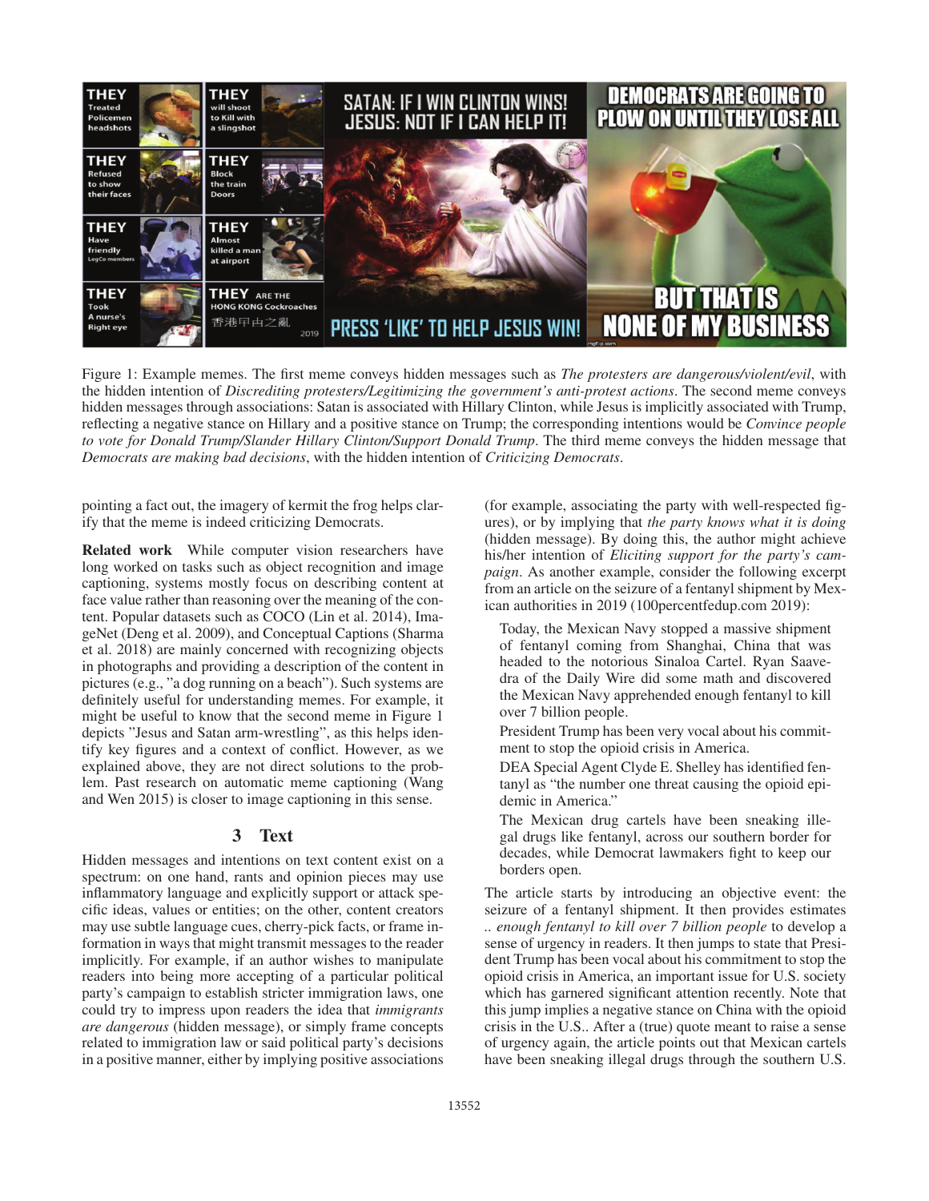Figure 1: Example memes. The first meme conveys hidden messages such as *The protesters are dangerous/violent/evil*, with the hidden intention of *Discrediting protesters/Legitimizing the government's anti-protest actions*. The second meme conveys hidden messages through associations: Satan is associated with Hillary Clinton, while Jesus is implicitly associated with Trump, reflecting a negative stance on Hillary and a positive stance on Trump; the corresponding intentions would be *Convince people to vote for Donald Trump/Slander Hillary Clinton/Support Donald Trump*. The third meme conveys the hidden message that *Democrats are making bad decisions*, with the hidden intention of *Criticizing Democrats*.

pointing a fact out, the imagery of kermit the frog helps clarify that the meme is indeed criticizing Democrats.

**Related work** While computer vision researchers have long worked on tasks such as object recognition and image captioning, systems mostly focus on describing content at face value rather than reasoning over the meaning of the content. Popular datasets such as COCO (Lin et al. 2014), ImageNet (Deng et al. 2009), and Conceptual Captions (Sharma et al. 2018) are mainly concerned with recognizing objects in photographs and providing a description of the content in pictures (e.g., "a dog running on a beach"). Such systems are definitely useful for understanding memes. For example, it might be useful to know that the second meme in Figure 1 depicts "Jesus and Satan arm-wrestling", as this helps identify key figures and a context of conflict. However, as we explained above, they are not direct solutions to the problem. Past research on automatic meme captioning (Wang and Wen 2015) is closer to image captioning in this sense.

## 3 Text

Hidden messages and intentions on text content exist on a spectrum: on one hand, rants and opinion pieces may use inflammatory language and explicitly support or attack specific ideas, values or entities; on the other, content creators may use subtle language cues, cherry-pick facts, or frame information in ways that might transmit messages to the reader implicitly. For example, if an author wishes to manipulate readers into being more accepting of a particular political party's campaign to establish stricter immigration laws, one could try to impress upon readers the idea that *immigrants are dangerous* (hidden message), or simply frame concepts related to immigration law or said political party's decisions in a positive manner, either by implying positive associations (for example, associating the party with well-respected figures), or by implying that *the party knows what it is doing* (hidden message). By doing this, the author might achieve his/her intention of *Eliciting support for the party's campaign*. As another example, consider the following excerpt from an article on the seizure of a fentanyl shipment by Mexican authorities in 2019 (100percentfedup.com 2019):

> Today, the Mexican Navy stopped a massive shipment of fentanyl coming from Shanghai, China that was headed to the notorious Sinaloa Cartel. Ryan Saavedra of the Daily Wire did some math and discovered the Mexican Navy apprehended enough fentanyl to kill over 7 billion people.
>
> President Trump has been very vocal about his commitment to stop the opioid crisis in America.
>
> DEA Special Agent Clyde E. Shelley has identified fentanyl as "the number one threat causing the opioid epidemic in America."
>
> The Mexican drug cartels have been sneaking illegal drugs like fentanyl, across our southern border for decades, while Democrat lawmakers fight to keep our borders open.

The article starts by introducing an objective event: the seizure of a fentanyl shipment. It then provides estimates .. *enough fentanyl to kill over 7 billion people* to develop a sense of urgency in readers. It then jumps to state that President Trump has been vocal about his commitment to stop the opioid crisis in America, an important issue for U.S. society which has garnered significant attention recently. Note that this jump implies a negative stance on China with the opioid crisis in the U.S.. After a (true) quote meant to raise a sense of urgency again, the article points out that Mexican cartels have been sneaking illegal drugs through the southern U.S.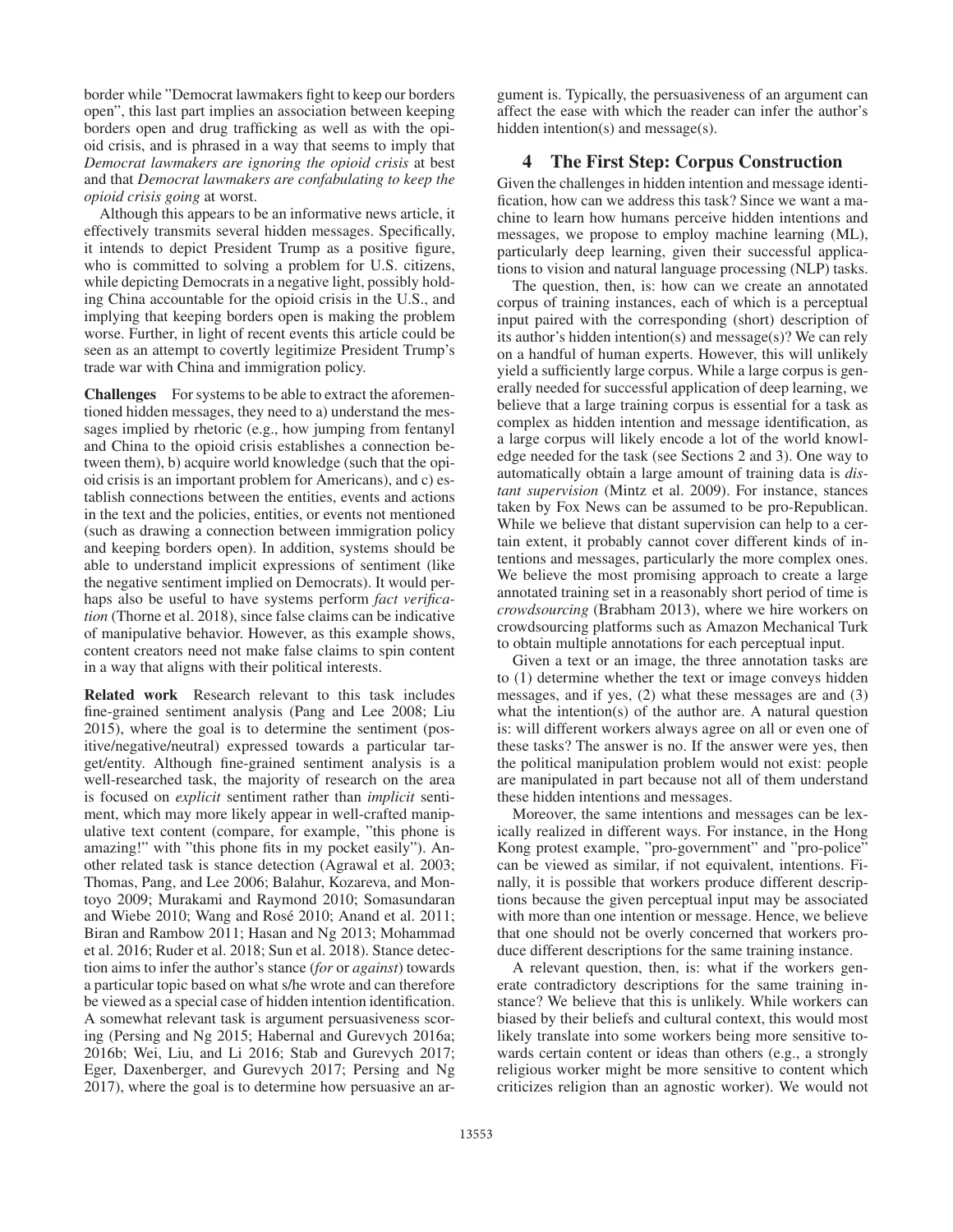border while "Democrat lawmakers fight to keep our borders open", this last part implies an association between keeping borders open and drug trafficking as well as with the opioid crisis, and is phrased in a way that seems to imply that *Democrat lawmakers are ignoring the opioid crisis* at best and that *Democrat lawmakers are confabulating to keep the opioid crisis going* at worst.

Although this appears to be an informative news article, it effectively transmits several hidden messages. Specifically, it intends to depict President Trump as a positive figure, who is committed to solving a problem for U.S. citizens, while depicting Democrats in a negative light, possibly holding China accountable for the opioid crisis in the U.S., and implying that keeping borders open is making the problem worse. Further, in light of recent events this article could be seen as an attempt to covertly legitimize President Trump's trade war with China and immigration policy.

**Challenges** For systems to be able to extract the aforementioned hidden messages, they need to a) understand the messages implied by rhetoric (e.g., how jumping from fentanyl and China to the opioid crisis establishes a connection between them), b) acquire world knowledge (such that the opioid crisis is an important problem for Americans), and c) establish connections between the entities, events and actions in the text and the policies, entities, or events not mentioned (such as drawing a connection between immigration policy and keeping borders open). In addition, systems should be able to understand implicit expressions of sentiment (like the negative sentiment implied on Democrats). It would perhaps also be useful to have systems perform *fact verification* (Thorne et al. 2018), since false claims can be indicative of manipulative behavior. However, as this example shows, content creators need not make false claims to spin content in a way that aligns with their political interests.

**Related work** Research relevant to this task includes fine-grained sentiment analysis (Pang and Lee 2008; Liu 2015), where the goal is to determine the sentiment (positive/negative/neutral) expressed towards a particular target/entity. Although fine-grained sentiment analysis is a well-researched task, the majority of research on the area is focused on *explicit* sentiment rather than *implicit* sentiment, which may more likely appear in well-crafted manipulative text content (compare, for example, "this phone is amazing!" with "this phone fits in my pocket easily"). Another related task is stance detection (Agrawal et al. 2003; Thomas, Pang, and Lee 2006; Balahur, Kozareva, and Montoyo 2009; Murakami and Raymond 2010; Somasundaran and Wiebe 2010; Wang and Rosé 2010; Anand et al. 2011; Biran and Rambow 2011; Hasan and Ng 2013; Mohammad et al. 2016; Ruder et al. 2018; Sun et al. 2018). Stance detection aims to infer the author's stance (*for* or *against*) towards a particular topic based on what s/he wrote and can therefore be viewed as a special case of hidden intention identification. A somewhat relevant task is argument persuasiveness scoring (Persing and Ng 2015; Habernal and Gurevych 2016a; 2016b; Wei, Liu, and Li 2016; Stab and Gurevych 2017; Eger, Daxenberger, and Gurevych 2017; Persing and Ng 2017), where the goal is to determine how persuasive an argument is. Typically, the persuasiveness of an argument can affect the ease with which the reader can infer the author's hidden intention(s) and message(s).

## 4 The First Step: Corpus Construction

Given the challenges in hidden intention and message identification, how can we address this task? Since we want a machine to learn how humans perceive hidden intentions and messages, we propose to employ machine learning (ML), particularly deep learning, given their successful applications to vision and natural language processing (NLP) tasks.

The question, then, is: how can we create an annotated corpus of training instances, each of which is a perceptual input paired with the corresponding (short) description of its author's hidden intention(s) and message(s)? We can rely on a handful of human experts. However, this will unlikely yield a sufficiently large corpus. While a large corpus is generally needed for successful application of deep learning, we believe that a large training corpus is essential for a task as complex as hidden intention and message identification, as a large corpus will likely encode a lot of the world knowledge needed for the task (see Sections 2 and 3). One way to automatically obtain a large amount of training data is *distant supervision* (Mintz et al. 2009). For instance, stances taken by Fox News can be assumed to be pro-Republican. While we believe that distant supervision can help to a certain extent, it probably cannot cover different kinds of intentions and messages, particularly the more complex ones. We believe the most promising approach to create a large annotated training set in a reasonably short period of time is *crowdsourcing* (Brabham 2013), where we hire workers on crowdsourcing platforms such as Amazon Mechanical Turk to obtain multiple annotations for each perceptual input.

Given a text or an image, the three annotation tasks are to (1) determine whether the text or image conveys hidden messages, and if yes, (2) what these messages are and (3) what the intention(s) of the author are. A natural question is: will different workers always agree on all or even one of these tasks? The answer is no. If the answer were yes, then the political manipulation problem would not exist: people are manipulated in part because not all of them understand these hidden intentions and messages.

Moreover, the same intentions and messages can be lexically realized in different ways. For instance, in the Hong Kong protest example, "pro-government" and "pro-police" can be viewed as similar, if not equivalent, intentions. Finally, it is possible that workers produce different descriptions because the given perceptual input may be associated with more than one intention or message. Hence, we believe that one should not be overly concerned that workers produce different descriptions for the same training instance.

A relevant question, then, is: what if the workers generate contradictory descriptions for the same training instance? We believe that this is unlikely. While workers can biased by their beliefs and cultural context, this would most likely translate into some workers being more sensitive towards certain content or ideas than others (e.g., a strongly religious worker might be more sensitive to content which criticizes religion than an agnostic worker). We would not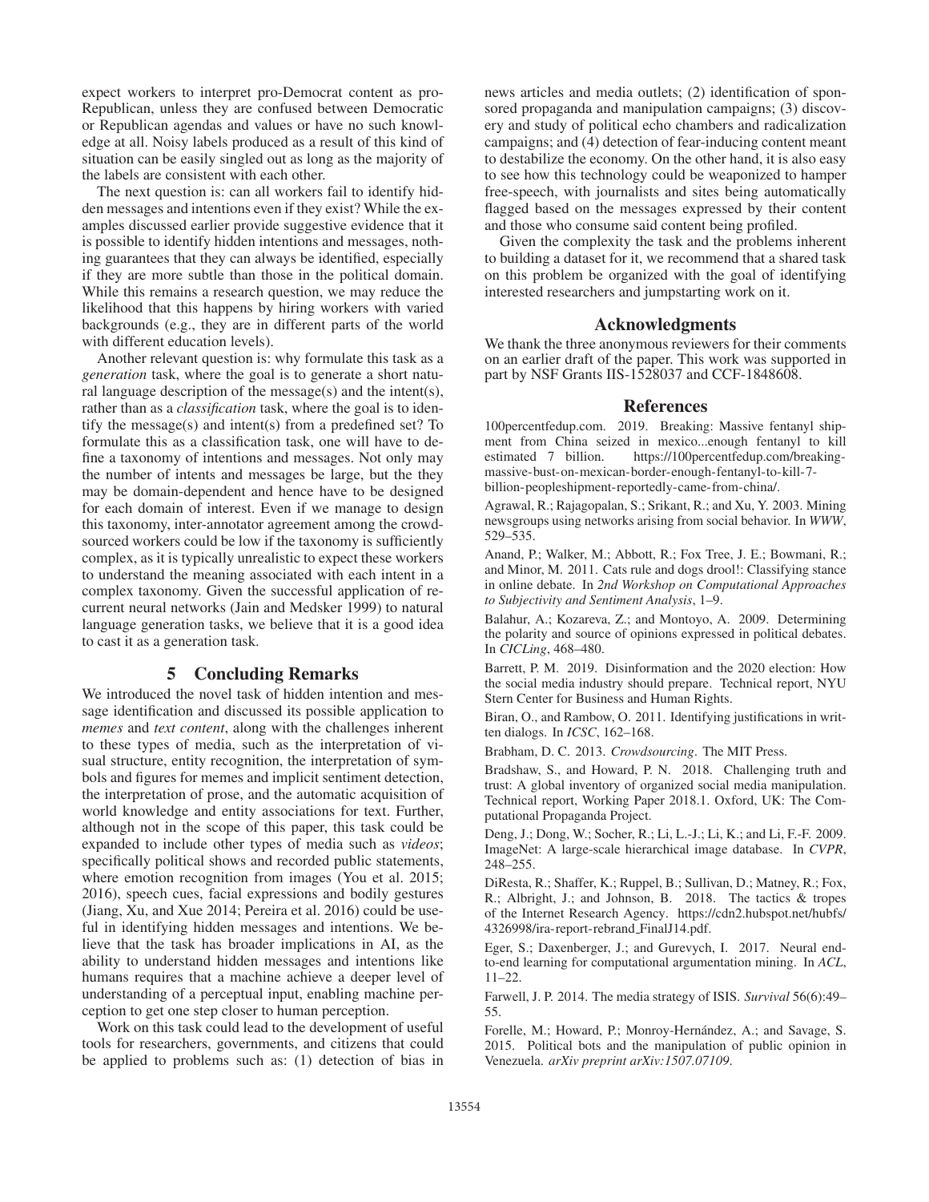expect workers to interpret pro-Democrat content as pro-Republican, unless they are confused between Democratic or Republican agendas and values or have no such knowledge at all. Noisy labels produced as a result of this kind of situation can be easily singled out as long as the majority of the labels are consistent with each other.

The next question is: can all workers fail to identify hidden messages and intentions even if they exist? While the examples discussed earlier provide suggestive evidence that it is possible to identify hidden intentions and messages, nothing guarantees that they can always be identified, especially if they are more subtle than those in the political domain. While this remains a research question, we may reduce the likelihood that this happens by hiring workers with varied backgrounds (e.g., they are in different parts of the world with different education levels).

Another relevant question is: why formulate this task as a *generation* task, where the goal is to generate a short natural language description of the message(s) and the intent(s), rather than as a *classification* task, where the goal is to identify the message(s) and intent(s) from a predefined set? To formulate this as a classification task, one will have to define a taxonomy of intentions and messages. Not only may the number of intents and messages be large, but the they may be domain-dependent and hence have to be designed for each domain of interest. Even if we manage to design this taxonomy, inter-annotator agreement among the crowdsourced workers could be low if the taxonomy is sufficiently complex, as it is typically unrealistic to expect these workers to understand the meaning associated with each intent in a complex taxonomy. Given the successful application of recurrent neural networks (Jain and Medsker 1999) to natural language generation tasks, we believe that it is a good idea to cast it as a generation task.

## 5 Concluding Remarks

We introduced the novel task of hidden intention and message identification and discussed its possible application to *memes* and *text content*, along with the challenges inherent to these types of media, such as the interpretation of visual structure, entity recognition, the interpretation of symbols and figures for memes and implicit sentiment detection, the interpretation of prose, and the automatic acquisition of world knowledge and entity associations for text. Further, although not in the scope of this paper, this task could be expanded to include other types of media such as *videos*; specifically political shows and recorded public statements, where emotion recognition from images (You et al. 2015; 2016), speech cues, facial expressions and bodily gestures (Jiang, Xu, and Xue 2014; Pereira et al. 2016) could be useful in identifying hidden messages and intentions. We believe that the task has broader implications in AI, as the ability to understand hidden messages and intentions like humans requires that a machine achieve a deeper level of understanding of a perceptual input, enabling machine perception to get one step closer to human perception.

Work on this task could lead to the development of useful tools for researchers, governments, and citizens that could be applied to problems such as: (1) detection of bias in news articles and media outlets; (2) identification of sponsored propaganda and manipulation campaigns; (3) discovery and study of political echo chambers and radicalization campaigns; and (4) detection of fear-inducing content meant to destabilize the economy. On the other hand, it is also easy to see how this technology could be weaponized to hamper free-speech, with journalists and sites being automatically flagged based on the messages expressed by their content and those who consume said content being profiled.

Given the complexity the task and the problems inherent to building a dataset for it, we recommend that a shared task on this problem be organized with the goal of identifying interested researchers and jumpstarting work on it.

## Acknowledgments

We thank the three anonymous reviewers for their comments on an earlier draft of the paper. This work was supported in part by NSF Grants IIS-1528037 and CCF-1848608.

## References

100percentfedup.com. 2019. Breaking: Massive fentanyl shipment from China seized in mexico...enough fentanyl to kill estimated 7 billion. https://100percentfedup.com/breaking-massive-bust-on-mexican-border-enough-fentanyl-to-kill-7-billion-peopleshipment-reportedly-came-from-china/.

Agrawal, R.; Rajagopalan, S.; Srikant, R.; and Xu, Y. 2003. Mining newsgroups using networks arising from social behavior. In *WWW*, 529–535.

Anand, P.; Walker, M.; Abbott, R.; Fox Tree, J. E.; Bowmani, R.; and Minor, M. 2011. Cats rule and dogs drool!: Classifying stance in online debate. In *2nd Workshop on Computational Approaches to Subjectivity and Sentiment Analysis*, 1–9.

Balahur, A.; Kozareva, Z.; and Montoyo, A. 2009. Determining the polarity and source of opinions expressed in political debates. In *CICLing*, 468–480.

Barrett, P. M. 2019. Disinformation and the 2020 election: How the social media industry should prepare. Technical report, NYU Stern Center for Business and Human Rights.

Biran, O., and Rambow, O. 2011. Identifying justifications in written dialogs. In *ICSC*, 162–168.

Brabham, D. C. 2013. *Crowdsourcing*. The MIT Press.

Bradshaw, S., and Howard, P. N. 2018. Challenging truth and trust: A global inventory of organized social media manipulation. Technical report, Working Paper 2018.1. Oxford, UK: The Computational Propaganda Project.

Deng, J.; Dong, W.; Socher, R.; Li, L.-J.; Li, K.; and Li, F.-F. 2009. ImageNet: A large-scale hierarchical image database. In *CVPR*, 248–255.

DiResta, R.; Shaffer, K.; Ruppel, B.; Sullivan, D.; Matney, R.; Fox, R.; Albright, J.; and Johnson, B. 2018. The tactics & tropes of the Internet Research Agency. https://cdn2.hubspot.net/hubfs/4326998/ira-report-rebrand_FinalJ14.pdf.

Eger, S.; Daxenberger, J.; and Gurevych, I. 2017. Neural end-to-end learning for computational argumentation mining. In *ACL*, 11–22.

Farwell, J. P. 2014. The media strategy of ISIS. *Survival* 56(6):49–55.

Forelle, M.; Howard, P.; Monroy-Hernández, A.; and Savage, S. 2015. Political bots and the manipulation of public opinion in Venezuela. *arXiv preprint arXiv:1507.07109*.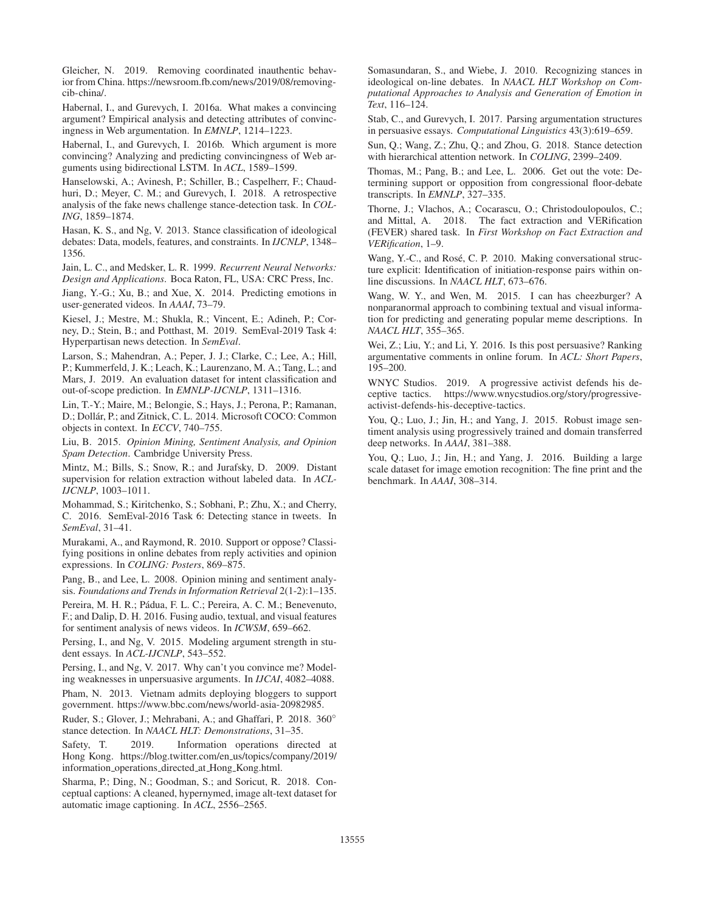Gleicher, N. 2019. Removing coordinated inauthentic behavior from China. https://newsroom.fb.com/news/2019/08/removing-cib-china/.

Habernal, I., and Gurevych, I. 2016a. What makes a convincing argument? Empirical analysis and detecting attributes of convincingness in Web argumentation. In *EMNLP*, 1214–1223.

Habernal, I., and Gurevych, I. 2016b. Which argument is more convincing? Analyzing and predicting convincingness of Web arguments using bidirectional LSTM. In *ACL*, 1589–1599.

Hanselowski, A.; Avinesh, P.; Schiller, B.; Caspelherr, F.; Chaudhuri, D.; Meyer, C. M.; and Gurevych, I. 2018. A retrospective analysis of the fake news challenge stance-detection task. In *COLING*, 1859–1874.

Hasan, K. S., and Ng, V. 2013. Stance classification of ideological debates: Data, models, features, and constraints. In *IJCNLP*, 1348–1356.

Jain, L. C., and Medsker, L. R. 1999. *Recurrent Neural Networks: Design and Applications*. Boca Raton, FL, USA: CRC Press, Inc.

Jiang, Y.-G.; Xu, B.; and Xue, X. 2014. Predicting emotions in user-generated videos. In *AAAI*, 73–79.

Kiesel, J.; Mestre, M.; Shukla, R.; Vincent, E.; Adineh, P.; Corney, D.; Stein, B.; and Potthast, M. 2019. SemEval-2019 Task 4: Hyperpartisan news detection. In *SemEval*.

Larson, S.; Mahendran, A.; Peper, J. J.; Clarke, C.; Lee, A.; Hill, P.; Kummerfeld, J. K.; Leach, K.; Laurenzano, M. A.; Tang, L.; and Mars, J. 2019. An evaluation dataset for intent classification and out-of-scope prediction. In *EMNLP-IJCNLP*, 1311–1316.

Lin, T.-Y.; Maire, M.; Belongie, S.; Hays, J.; Perona, P.; Ramanan, D.; Dollár, P.; and Zitnick, C. L. 2014. Microsoft COCO: Common objects in context. In *ECCV*, 740–755.

Liu, B. 2015. *Opinion Mining, Sentiment Analysis, and Opinion Spam Detection*. Cambridge University Press.

Mintz, M.; Bills, S.; Snow, R.; and Jurafsky, D. 2009. Distant supervision for relation extraction without labeled data. In *ACL-IJCNLP*, 1003–1011.

Mohammad, S.; Kiritchenko, S.; Sobhani, P.; Zhu, X.; and Cherry, C. 2016. SemEval-2016 Task 6: Detecting stance in tweets. In *SemEval*, 31–41.

Murakami, A., and Raymond, R. 2010. Support or oppose? Classifying positions in online debates from reply activities and opinion expressions. In *COLING: Posters*, 869–875.

Pang, B., and Lee, L. 2008. Opinion mining and sentiment analysis. *Foundations and Trends in Information Retrieval* 2(1-2):1–135.

Pereira, M. H. R.; Pádua, F. L. C.; Pereira, A. C. M.; Benevenuto, F.; and Dalip, D. H. 2016. Fusing audio, textual, and visual features for sentiment analysis of news videos. In *ICWSM*, 659–662.

Persing, I., and Ng, V. 2015. Modeling argument strength in student essays. In *ACL-IJCNLP*, 543–552.

Persing, I., and Ng, V. 2017. Why can't you convince me? Modeling weaknesses in unpersuasive arguments. In *IJCAI*, 4082–4088.

Pham, N. 2013. Vietnam admits deploying bloggers to support government. https://www.bbc.com/news/world-asia-20982985.

Ruder, S.; Glover, J.; Mehrabani, A.; and Ghaffari, P. 2018. 360° stance detection. In *NAACL HLT: Demonstrations*, 31–35.

Safety, T. 2019. Information operations directed at Hong Kong. https://blog.twitter.com/en_us/topics/company/2019/information_operations_directed_at_Hong_Kong.html.

Sharma, P.; Ding, N.; Goodman, S.; and Soricut, R. 2018. Conceptual captions: A cleaned, hypernymed, image alt-text dataset for automatic image captioning. In *ACL*, 2556–2565.

Somasundaran, S., and Wiebe, J. 2010. Recognizing stances in ideological on-line debates. In *NAACL HLT Workshop on Computational Approaches to Analysis and Generation of Emotion in Text*, 116–124.

Stab, C., and Gurevych, I. 2017. Parsing argumentation structures in persuasive essays. *Computational Linguistics* 43(3):619–659.

Sun, Q.; Wang, Z.; Zhu, Q.; and Zhou, G. 2018. Stance detection with hierarchical attention network. In *COLING*, 2399–2409.

Thomas, M.; Pang, B.; and Lee, L. 2006. Get out the vote: Determining support or opposition from congressional floor-debate transcripts. In *EMNLP*, 327–335.

Thorne, J.; Vlachos, A.; Cocarascu, O.; Christodoulopoulos, C.; and Mittal, A. 2018. The fact extraction and VERification (FEVER) shared task. In *First Workshop on Fact Extraction and VERification*, 1–9.

Wang, Y.-C., and Rosé, C. P. 2010. Making conversational structure explicit: Identification of initiation-response pairs within online discussions. In *NAACL HLT*, 673–676.

Wang, W. Y., and Wen, M. 2015. I can has cheezburger? A nonparanormal approach to combining textual and visual information for predicting and generating popular meme descriptions. In *NAACL HLT*, 355–365.

Wei, Z.; Liu, Y.; and Li, Y. 2016. Is this post persuasive? Ranking argumentative comments in online forum. In *ACL: Short Papers*, 195–200.

WNYC Studios. 2019. A progressive activist defends his deceptive tactics. https://www.wnycstudios.org/story/progressive-activist-defends-his-deceptive-tactics.

You, Q.; Luo, J.; Jin, H.; and Yang, J. 2015. Robust image sentiment analysis using progressively trained and domain transferred deep networks. In *AAAI*, 381–388.

You, Q.; Luo, J.; Jin, H.; and Yang, J. 2016. Building a large scale dataset for image emotion recognition: The fine print and the benchmark. In *AAAI*, 308–314.